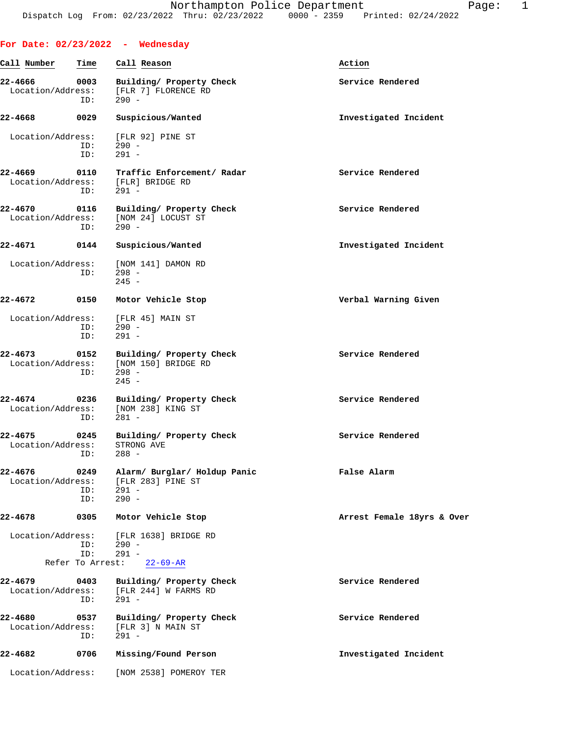Northampton Police Department

Dispatch Log From: 02/23/2022 Thru: 02/23/2022 0000 - 2359 Printed: 02/24/2022

## For Date: 02/23/2022 - Wednesday

| Call Number | Time | Call Reason | Action |
|---|---|---|---|
| 22-4666 | 0003 | Building/ Property Check | Service Rendered |
| | | Location/Address: [FLR 7] FLORENCE RD | |
| | | ID: 290 - | |
| 22-4668 | 0029 | Suspicious/Wanted | Investigated Incident |
| | | Location/Address: [FLR 92] PINE ST | |
| | | ID: 290 - | |
| | | ID: 291 - | |
| 22-4669 | 0110 | Traffic Enforcement/ Radar | Service Rendered |
| | | Location/Address: [FLR] BRIDGE RD | |
| | | ID: 291 - | |
| 22-4670 | 0116 | Building/ Property Check | Service Rendered |
| | | Location/Address: [NOM 24] LOCUST ST | |
| | | ID: 290 - | |
| 22-4671 | 0144 | Suspicious/Wanted | Investigated Incident |
| | | Location/Address: [NOM 141] DAMON RD | |
| | | ID: 298 - | |
| | | 245 - | |
| 22-4672 | 0150 | Motor Vehicle Stop | Verbal Warning Given |
| | | Location/Address: [FLR 45] MAIN ST | |
| | | ID: 290 - | |
| | | ID: 291 - | |
| 22-4673 | 0152 | Building/ Property Check | Service Rendered |
| | | Location/Address: [NOM 150] BRIDGE RD | |
| | | ID: 298 - | |
| | | 245 - | |
| 22-4674 | 0236 | Building/ Property Check | Service Rendered |
| | | Location/Address: [NOM 238] KING ST | |
| | | ID: 281 - | |
| 22-4675 | 0245 | Building/ Property Check | Service Rendered |
| | | Location/Address: STRONG AVE | |
| | | ID: 288 - | |
| 22-4676 | 0249 | Alarm/ Burglar/ Holdup Panic | False Alarm |
| | | Location/Address: [FLR 283] PINE ST | |
| | | ID: 291 - | |
| | | ID: 290 - | |
| 22-4678 | 0305 | Motor Vehicle Stop | Arrest Female 18yrs & Over |
| | | Location/Address: [FLR 1638] BRIDGE RD | |
| | | ID: 290 - | |
| | | ID: 291 - | |
| | | Refer To Arrest: 22-69-AR | |
| 22-4679 | 0403 | Building/ Property Check | Service Rendered |
| | | Location/Address: [FLR 244] W FARMS RD | |
| | | ID: 291 - | |
| 22-4680 | 0537 | Building/ Property Check | Service Rendered |
| | | Location/Address: [FLR 3] N MAIN ST | |
| | | ID: 291 - | |
| 22-4682 | 0706 | Missing/Found Person | Investigated Incident |
| | | Location/Address: [NOM 2538] POMEROY TER | |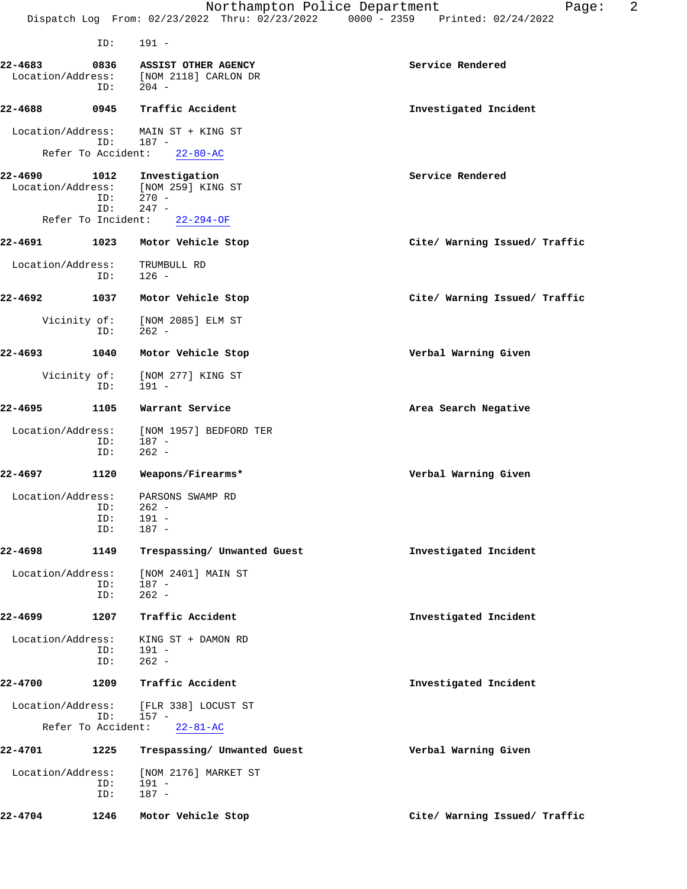ID: 191 -

**22-4683** **0836** **ASSIST OTHER AGENCY** **Service Rendered**
Location/Address: [NOM 2118] CARLON DR
ID: 204 -

**22-4688** **0945** **Traffic Accident** **Investigated Incident**
Location/Address: MAIN ST + KING ST
ID: 187 -
Refer To Accident: 22-80-AC

**22-4690** **1012** **Investigation** **Service Rendered**
Location/Address: [NOM 259] KING ST
ID: 270 -
ID: 247 -
Refer To Incident: 22-294-OF

**22-4691** **1023** **Motor Vehicle Stop** **Cite/ Warning Issued/ Traffic**
Location/Address: TRUMBULL RD
ID: 126 -

**22-4692** **1037** **Motor Vehicle Stop** **Cite/ Warning Issued/ Traffic**
Vicinity of: [NOM 2085] ELM ST
ID: 262 -

**22-4693** **1040** **Motor Vehicle Stop** **Verbal Warning Given**
Vicinity of: [NOM 277] KING ST
ID: 191 -

**22-4695** **1105** **Warrant Service** **Area Search Negative**
Location/Address: [NOM 1957] BEDFORD TER
ID: 187 -
ID: 262 -

**22-4697** **1120** **Weapons/Firearms*** **Verbal Warning Given**
Location/Address: PARSONS SWAMP RD
ID: 262 -
ID: 191 -
ID: 187 -

**22-4698** **1149** **Trespassing/ Unwanted Guest** **Investigated Incident**
Location/Address: [NOM 2401] MAIN ST
ID: 187 -
ID: 262 -

**22-4699** **1207** **Traffic Accident** **Investigated Incident**
Location/Address: KING ST + DAMON RD
ID: 191 -
ID: 262 -

**22-4700** **1209** **Traffic Accident** **Investigated Incident**
Location/Address: [FLR 338] LOCUST ST
ID: 157 -
Refer To Accident: 22-81-AC

**22-4701** **1225** **Trespassing/ Unwanted Guest** **Verbal Warning Given**
Location/Address: [NOM 2176] MARKET ST
ID: 191 -
ID: 187 -

**22-4704** **1246** **Motor Vehicle Stop** **Cite/ Warning Issued/ Traffic**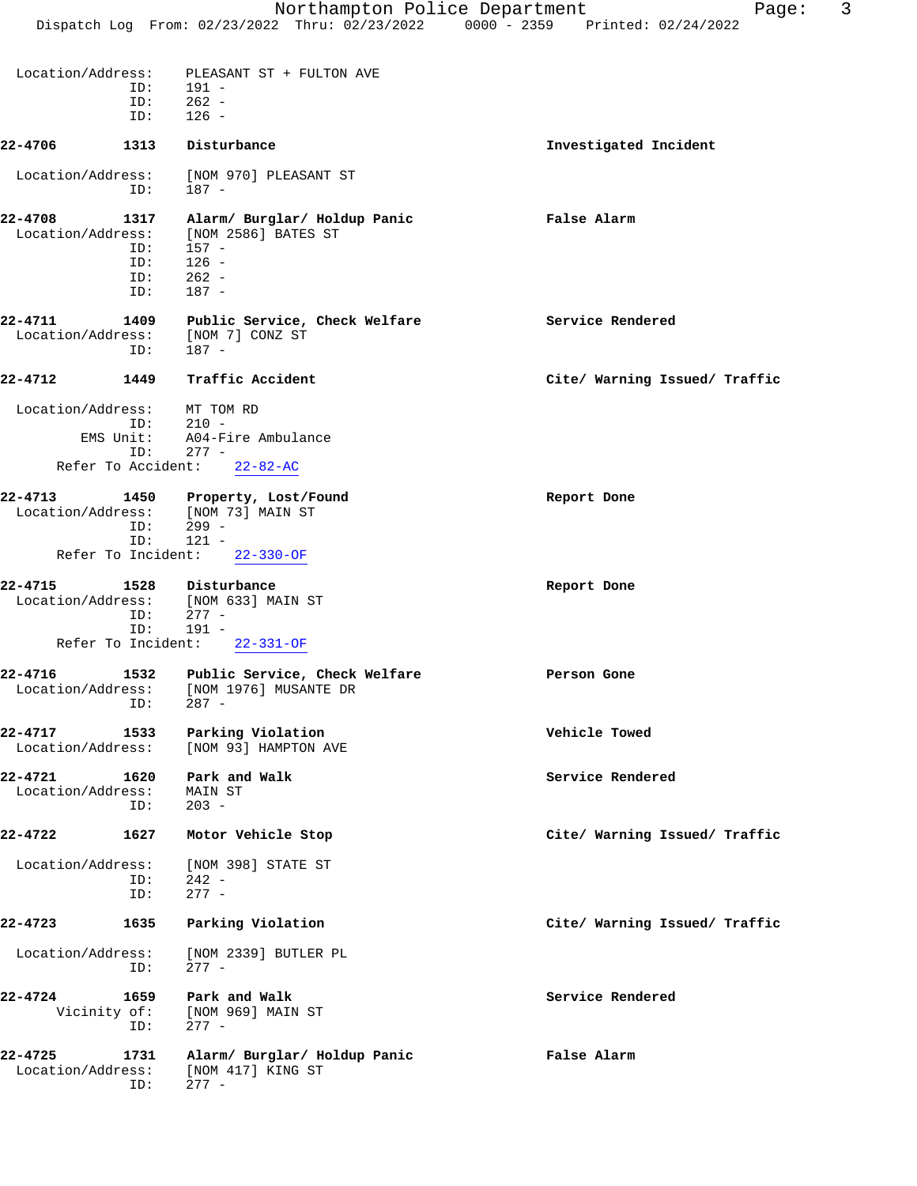Location/Address: PLEASANT ST + FULTON AVE
ID: 191 -
ID: 262 -
ID: 126 -

**22-4706 1313 Disturbance** **Investigated Incident**

Location/Address: [NOM 970] PLEASANT ST
ID: 187 -

**22-4708 1317 Alarm/ Burglar/ Holdup Panic** **False Alarm**
Location/Address: [NOM 2586] BATES ST
ID: 157 -
ID: 126 -
ID: 262 -
ID: 187 -

**22-4711 1409 Public Service, Check Welfare** **Service Rendered**
Location/Address: [NOM 7] CONZ ST
ID: 187 -

**22-4712 1449 Traffic Accident** **Cite/ Warning Issued/ Traffic**

Location/Address: MT TOM RD
ID: 210 -
EMS Unit: A04-Fire Ambulance
ID: 277 -
Refer To Accident: 22-82-AC

**22-4713 1450 Property, Lost/Found** **Report Done**
Location/Address: [NOM 73] MAIN ST
ID: 299 -
ID: 121 -
Refer To Incident: 22-330-OF

**22-4715 1528 Disturbance** **Report Done**
Location/Address: [NOM 633] MAIN ST
ID: 277 -
ID: 191 -
Refer To Incident: 22-331-OF

**22-4716 1532 Public Service, Check Welfare** **Person Gone**
Location/Address: [NOM 1976] MUSANTE DR
ID: 287 -

**22-4717 1533 Parking Violation** **Vehicle Towed**
Location/Address: [NOM 93] HAMPTON AVE

**22-4721 1620 Park and Walk** **Service Rendered**
Location/Address: MAIN ST
ID: 203 -

**22-4722 1627 Motor Vehicle Stop** **Cite/ Warning Issued/ Traffic**

Location/Address: [NOM 398] STATE ST
ID: 242 -
ID: 277 -

**22-4723 1635 Parking Violation** **Cite/ Warning Issued/ Traffic**

Location/Address: [NOM 2339] BUTLER PL
ID: 277 -

**22-4724 1659 Park and Walk** **Service Rendered**
Vicinity of: [NOM 969] MAIN ST
ID: 277 -

**22-4725 1731 Alarm/ Burglar/ Holdup Panic** **False Alarm**
Location/Address: [NOM 417] KING ST
ID: 277 -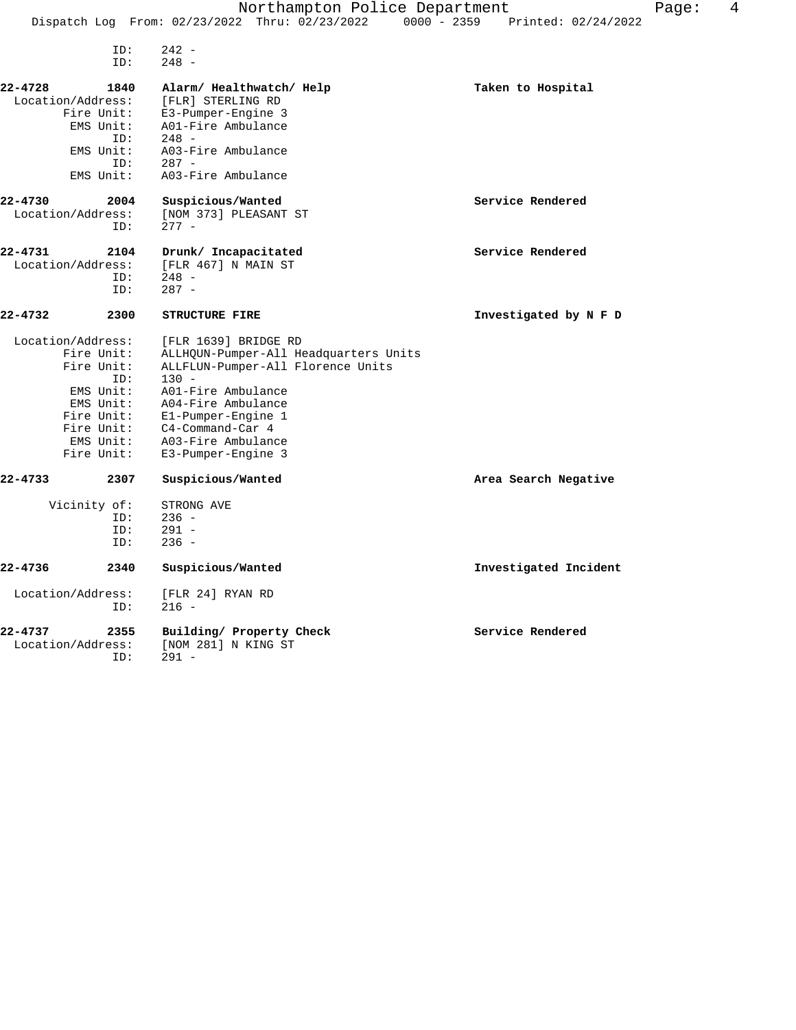ID: 242 -
ID: 248 -

**22-4728 1840 Alarm/ Healthwatch/ Help** **Taken to Hospital**
Location/Address: [FLR] STERLING RD
Fire Unit: E3-Pumper-Engine 3
EMS Unit: A01-Fire Ambulance
ID: 248 -
EMS Unit: A03-Fire Ambulance
ID: 287 -
EMS Unit: A03-Fire Ambulance

**22-4730 2004 Suspicious/Wanted** **Service Rendered**
Location/Address: [NOM 373] PLEASANT ST
ID: 277 -

**22-4731 2104 Drunk/ Incapacitated** **Service Rendered**
Location/Address: [FLR 467] N MAIN ST
ID: 248 -
ID: 287 -

**22-4732 2300 STRUCTURE FIRE** **Investigated by N F D**

Location/Address: [FLR 1639] BRIDGE RD
Fire Unit: ALLHQUN-Pumper-All Headquarters Units
Fire Unit: ALLFLUN-Pumper-All Florence Units
ID: 130 -
EMS Unit: A01-Fire Ambulance
EMS Unit: A04-Fire Ambulance
Fire Unit: E1-Pumper-Engine 1
Fire Unit: C4-Command-Car 4
EMS Unit: A03-Fire Ambulance
Fire Unit: E3-Pumper-Engine 3

**22-4733 2307 Suspicious/Wanted** **Area Search Negative**

Vicinity of: STRONG AVE
ID: 236 -
ID: 291 -
ID: 236 -

**22-4736 2340 Suspicious/Wanted** **Investigated Incident**

Location/Address: [FLR 24] RYAN RD
ID: 216 -

**22-4737 2355 Building/ Property Check** **Service Rendered**
Location/Address: [NOM 281] N KING ST
ID: 291 -